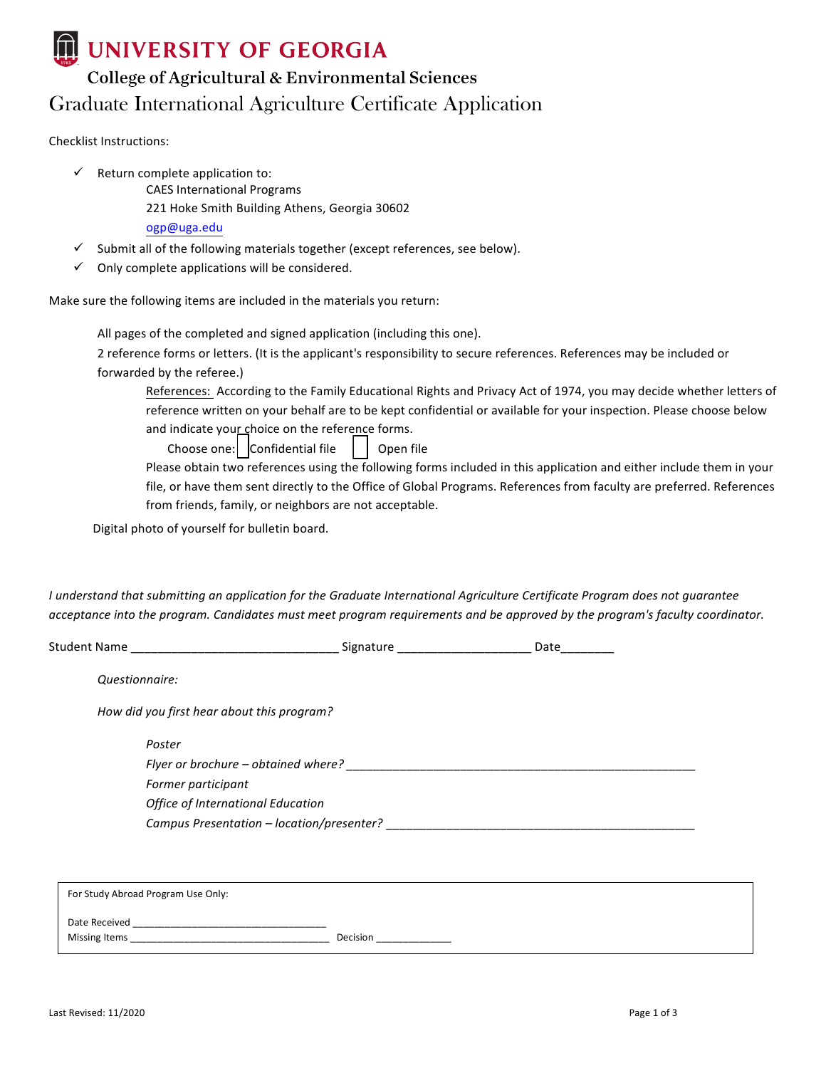# UNIVERSITY OF GEORGIA

## College of Agricultural & Environmental Sciences

## Graduate International Agriculture Certificate Application

Checklist Instructions:

- ✓ Return complete application to:
  CAES International Programs
  221 Hoke Smith Building Athens, Georgia 30602
  ogp@uga.edu
- ✓ Submit all of the following materials together (except references, see below).
- ✓ Only complete applications will be considered.

Make sure the following items are included in the materials you return:

All pages of the completed and signed application (including this one).

2 reference forms or letters. (It is the applicant's responsibility to secure references. References may be included or forwarded by the referee.)

References: According to the Family Educational Rights and Privacy Act of 1974, you may decide whether letters of reference written on your behalf are to be kept confidential or available for your inspection. Please choose below and indicate your choice on the reference forms.

Choose one: ☐ Confidential file ☐ Open file

Please obtain two references using the following forms included in this application and either include them in your file, or have them sent directly to the Office of Global Programs. References from faculty are preferred. References from friends, family, or neighbors are not acceptable.

Digital photo of yourself for bulletin board.

*I understand that submitting an application for the Graduate International Agriculture Certificate Program does not guarantee acceptance into the program. Candidates must meet program requirements and be approved by the program's faculty coordinator.*

Student Name ______________________________ Signature ____________________ Date________

*Questionnaire:*

*How did you first hear about this program?*

*Poster*
*Flyer or brochure – obtained where?* ________________________________________________
*Former participant*
*Office of International Education*
*Campus Presentation – location/presenter?* ____________________________________________

For Study Abroad Program Use Only:

Date Received ___________________________________
Missing Items ___________________________________ Decision _____________

Last Revised: 11/2020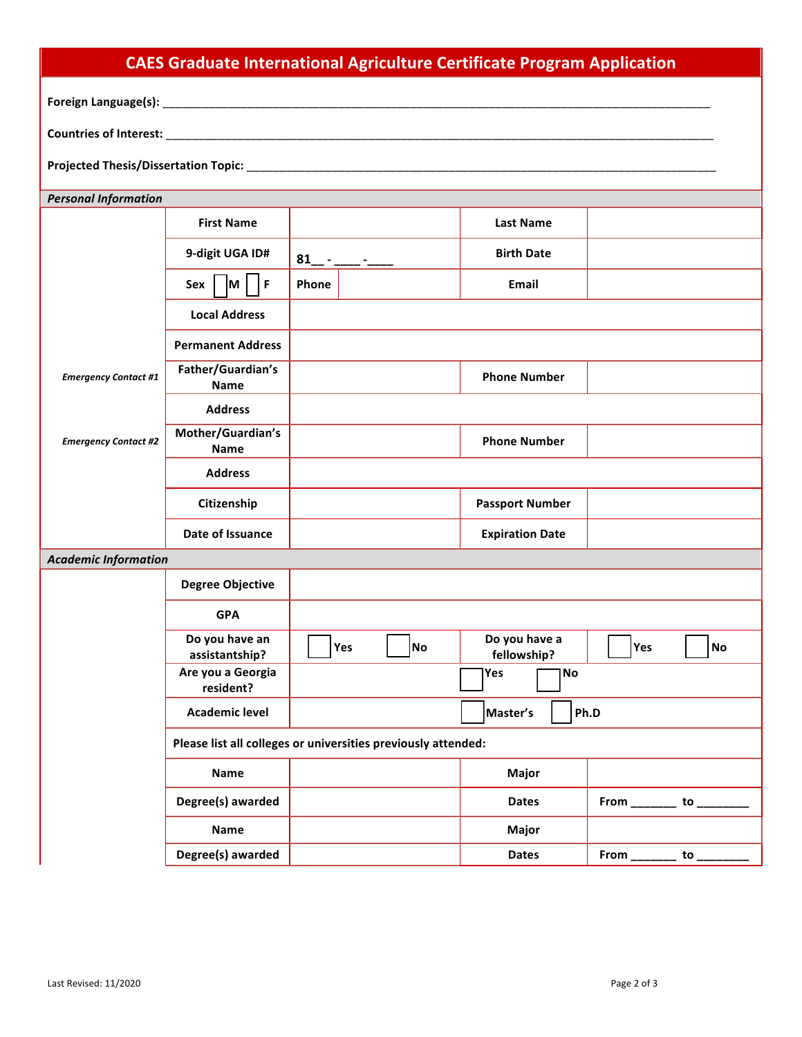# CAES Graduate International Agriculture Certificate Program Application

**Foreign Language(s):** ______________________________________________________________________

**Countries of Interest:** ______________________________________________________________________

**Projected Thesis/Dissertation Topic:** ____________________________________________________________

### *Personal Information*

| | | | | |
|---|---|---|---|---|
| | **First Name** | | **Last Name** | |
| | **9-digit UGA ID#** | 81__ - ____ -____ | **Birth Date** | |
| | **Sex** ☐ **M** ☐ **F** | **Phone** | **Email** | |
| | **Local Address** | | | |
| | **Permanent Address** | | | |
| ***Emergency Contact #1*** | **Father/Guardian's Name** | | **Phone Number** | |
| | **Address** | | | |
| ***Emergency Contact #2*** | **Mother/Guardian's Name** | | **Phone Number** | |
| | **Address** | | | |
| | **Citizenship** | | **Passport Number** | |
| | **Date of Issuance** | | **Expiration Date** | |

### *Academic Information*

| | | | | |
|---|---|---|---|---|
| | **Degree Objective** | | | |
| | **GPA** | | | |
| | **Do you have an assistantship?** | ☐ **Yes** ☐ **No** | **Do you have a fellowship?** | ☐ **Yes** ☐ **No** |
| | **Are you a Georgia resident?** | ☐ **Yes** ☐ **No** | | |
| | **Academic level** | ☐ **Master's** ☐ **Ph.D** | | |
| | **Please list all colleges or universities previously attended:** | | | |
| | **Name** | | **Major** | |
| | **Degree(s) awarded** | | **Dates** | **From _______ to ________** |
| | **Name** | | **Major** | |
| | **Degree(s) awarded** | | **Dates** | **From _______ to ________** |

Last Revised: 11/2020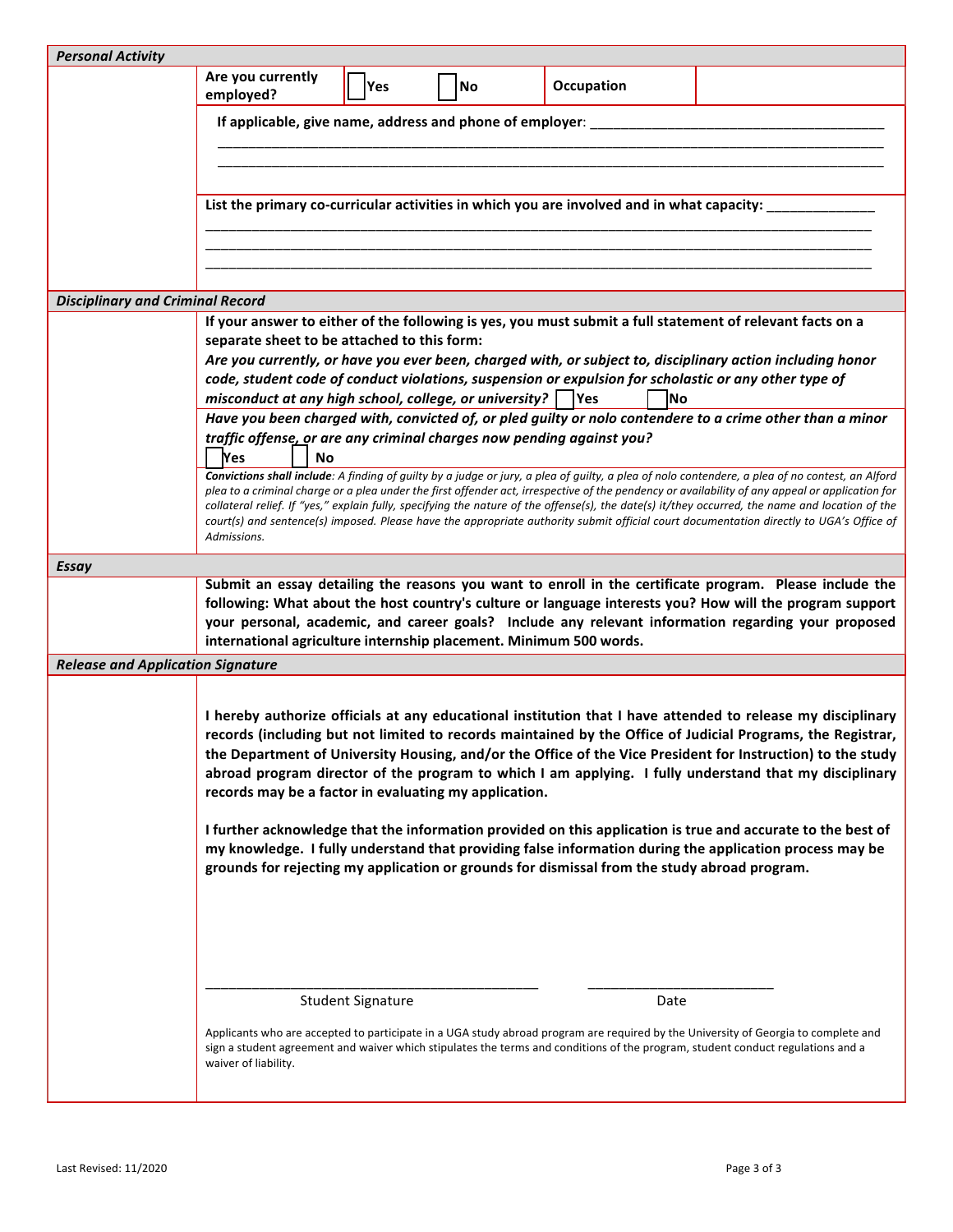### *Personal Activity*

| | | | | |
|---|---|---|---|---|
| **Are you currently employed?** | ☐ **Yes** | ☐ **No** | **Occupation** | |

**If applicable, give name, address and phone of employer**: ______________________________________

________________________________________________________________________________________

________________________________________________________________________________________

**List the primary co-curricular activities in which you are involved and in what capacity:** ______________

________________________________________________________________________________________

________________________________________________________________________________________

________________________________________________________________________________________

### *Disciplinary and Criminal Record*

**If your answer to either of the following is yes, you must submit a full statement of relevant facts on a separate sheet to be attached to this form:**

***Are you currently, or have you ever been, charged with, or subject to, disciplinary action including honor code, student code of conduct violations, suspension or expulsion for scholastic or any other type of misconduct at any high school, college, or university?*** ☐ **Yes** ☐ **No**

***Have you been charged with, convicted of, or pled guilty or nolo contendere to a crime other than a minor traffic offense, or are any criminal charges now pending against you?***

☐ **Yes** ☐ **No**

***Convictions shall include***: *A finding of guilty by a judge or jury, a plea of guilty, a plea of nolo contendere, a plea of no contest, an Alford plea to a criminal charge or a plea under the first offender act, irrespective of the pendency or availability of any appeal or application for collateral relief. If "yes," explain fully, specifying the nature of the offense(s), the date(s) it/they occurred, the name and location of the court(s) and sentence(s) imposed. Please have the appropriate authority submit official court documentation directly to UGA's Office of Admissions.*

### *Essay*

**Submit an essay detailing the reasons you want to enroll in the certificate program. Please include the following: What about the host country's culture or language interests you? How will the program support your personal, academic, and career goals? Include any relevant information regarding your proposed international agriculture internship placement. Minimum 500 words.**

### *Release and Application Signature*

**I hereby authorize officials at any educational institution that I have attended to release my disciplinary records (including but not limited to records maintained by the Office of Judicial Programs, the Registrar, the Department of University Housing, and/or the Office of the Vice President for Instruction) to the study abroad program director of the program to which I am applying. I fully understand that my disciplinary records may be a factor in evaluating my application.**

**I further acknowledge that the information provided on this application is true and accurate to the best of my knowledge. I fully understand that providing false information during the application process may be grounds for rejecting my application or grounds for dismissal from the study abroad program.**

_______________________________________________ &nbsp;&nbsp;&nbsp;&nbsp; __________________________

Student Signature &nbsp;&nbsp;&nbsp;&nbsp;&nbsp;&nbsp;&nbsp;&nbsp;&nbsp;&nbsp;&nbsp;&nbsp;&nbsp;&nbsp;&nbsp;&nbsp;&nbsp;&nbsp;&nbsp;&nbsp;&nbsp;&nbsp;&nbsp;&nbsp;&nbsp;&nbsp;&nbsp;&nbsp;&nbsp;&nbsp;&nbsp;&nbsp; Date

Applicants who are accepted to participate in a UGA study abroad program are required by the University of Georgia to complete and sign a student agreement and waiver which stipulates the terms and conditions of the program, student conduct regulations and a waiver of liability.

Last Revised: 11/2020